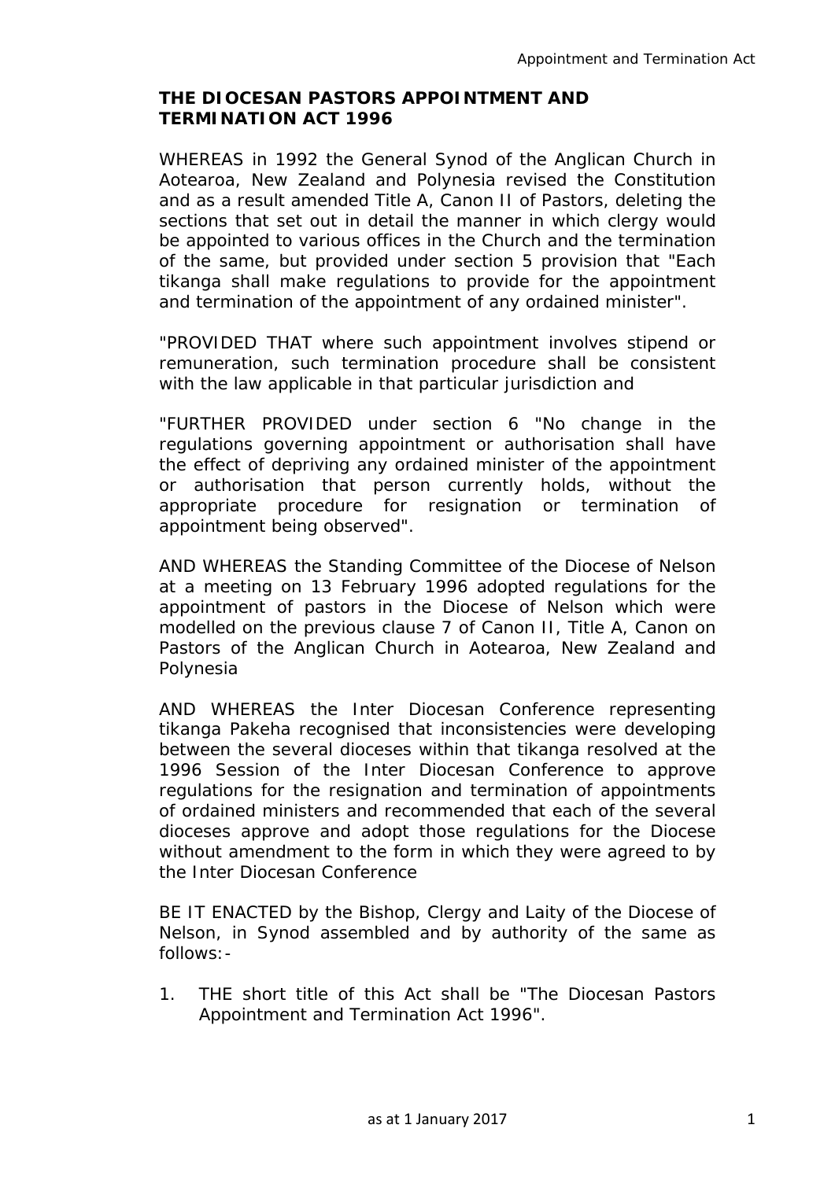# THE DIOCESAN PASTORS APPOINTMENT AND TERMINATION ACT 1996

WHEREAS in 1992 the General Synod of the Anglican Church in Aotearoa, New Zealand and Polynesia revised the Constitution and as a result amended Title A, Canon II of Pastors, deleting the sections that set out in detail the manner in which clergy would be appointed to various offices in the Church and the termination of the same, but provided under section 5 provision that "Each tikanga shall make regulations to provide for the appointment and termination of the appointment of any ordained minister".

"PROVIDED THAT where such appointment involves stipend or remuneration, such termination procedure shall be consistent with the law applicable in that particular jurisdiction and

"FURTHER PROVIDED under section 6 "No change in the regulations governing appointment or authorisation shall have the effect of depriving any ordained minister of the appointment or authorisation that person currently holds, without the appropriate procedure for resignation or termination of appointment being observed".

AND WHEREAS the Standing Committee of the Diocese of Nelson at a meeting on 13 February 1996 adopted regulations for the appointment of pastors in the Diocese of Nelson which were modelled on the previous clause 7 of Canon II, Title A, Canon on Pastors of the Anglican Church in Aotearoa, New Zealand and Polynesia

AND WHEREAS the Inter Diocesan Conference representing tikanga Pakeha recognised that inconsistencies were developing between the several dioceses within that tikanga resolved at the 1996 Session of the Inter Diocesan Conference to approve regulations for the resignation and termination of appointments of ordained ministers and recommended that each of the several dioceses approve and adopt those regulations for the Diocese without amendment to the form in which they were agreed to by the Inter Diocesan Conference

BE IT ENACTED by the Bishop, Clergy and Laity of the Diocese of Nelson, in Synod assembled and by authority of the same as follows:-

1. THE short title of this Act shall be "The Diocesan Pastors Appointment and Termination Act 1996".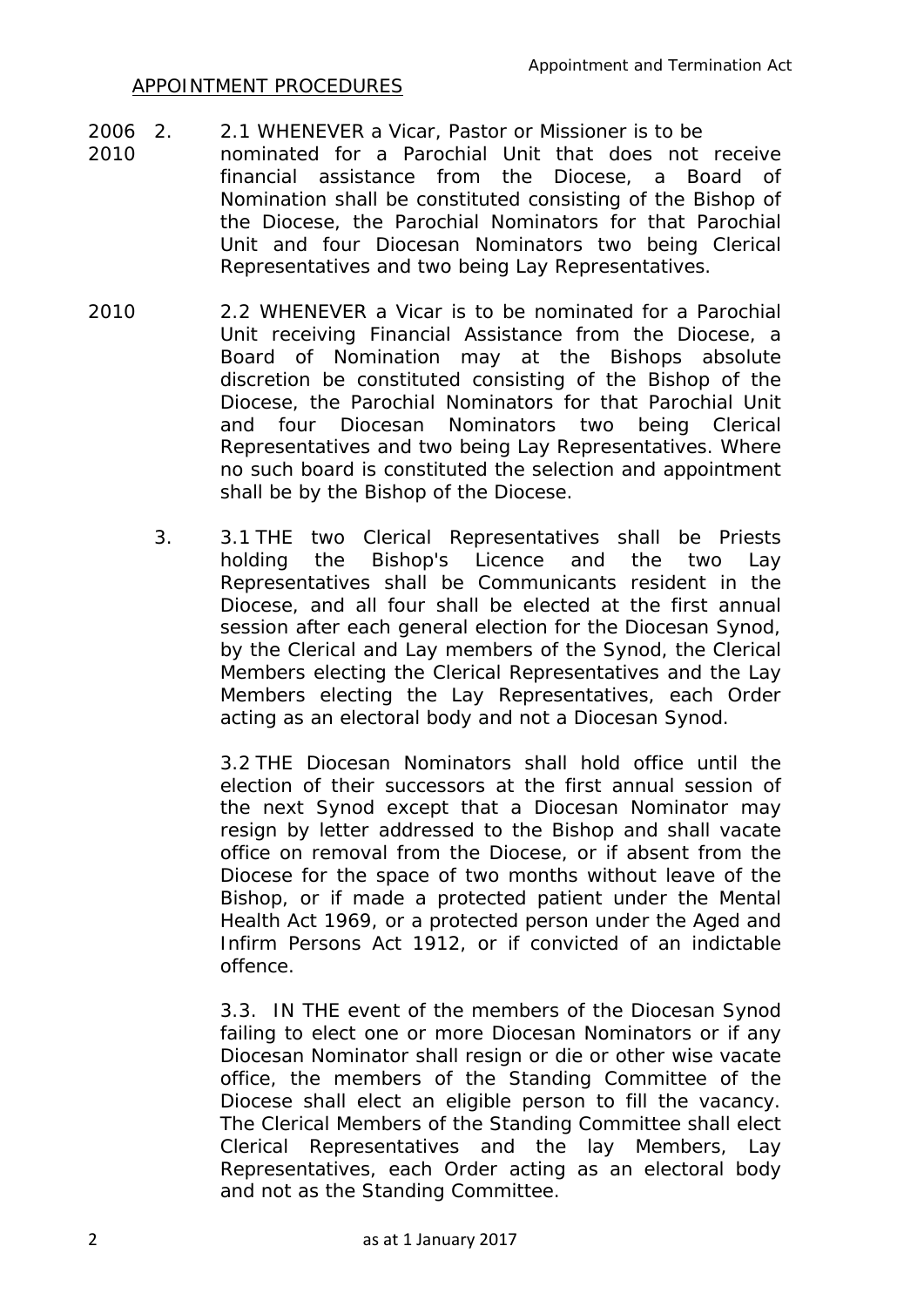APPOINTMENT PROCEDURES

2006 2010 2. 2.1 WHENEVER a Vicar, Pastor or Missioner is to be nominated for a Parochial Unit that does not receive financial assistance from the Diocese, a Board of Nomination shall be constituted consisting of the Bishop of the Diocese, the Parochial Nominators for that Parochial Unit and four Diocesan Nominators two being Clerical Representatives and two being Lay Representatives.

2010 2.2 WHENEVER a Vicar is to be nominated for a Parochial Unit receiving Financial Assistance from the Diocese, a Board of Nomination may at the Bishops absolute discretion be constituted consisting of the Bishop of the Diocese, the Parochial Nominators for that Parochial Unit and four Diocesan Nominators two being Clerical Representatives and two being Lay Representatives. Where no such board is constituted the selection and appointment shall be by the Bishop of the Diocese.

3. 3.1 THE two Clerical Representatives shall be Priests holding the Bishop's Licence and the two Lay Representatives shall be Communicants resident in the Diocese, and all four shall be elected at the first annual session after each general election for the Diocesan Synod, by the Clerical and Lay members of the Synod, the Clerical Members electing the Clerical Representatives and the Lay Members electing the Lay Representatives, each Order acting as an electoral body and not a Diocesan Synod.

3.2 THE Diocesan Nominators shall hold office until the election of their successors at the first annual session of the next Synod except that a Diocesan Nominator may resign by letter addressed to the Bishop and shall vacate office on removal from the Diocese, or if absent from the Diocese for the space of two months without leave of the Bishop, or if made a protected patient under the Mental Health Act 1969, or a protected person under the Aged and Infirm Persons Act 1912, or if convicted of an indictable offence.

3.3. IN THE event of the members of the Diocesan Synod failing to elect one or more Diocesan Nominators or if any Diocesan Nominator shall resign or die or other wise vacate office, the members of the Standing Committee of the Diocese shall elect an eligible person to fill the vacancy. The Clerical Members of the Standing Committee shall elect Clerical Representatives and the lay Members, Lay Representatives, each Order acting as an electoral body and not as the Standing Committee.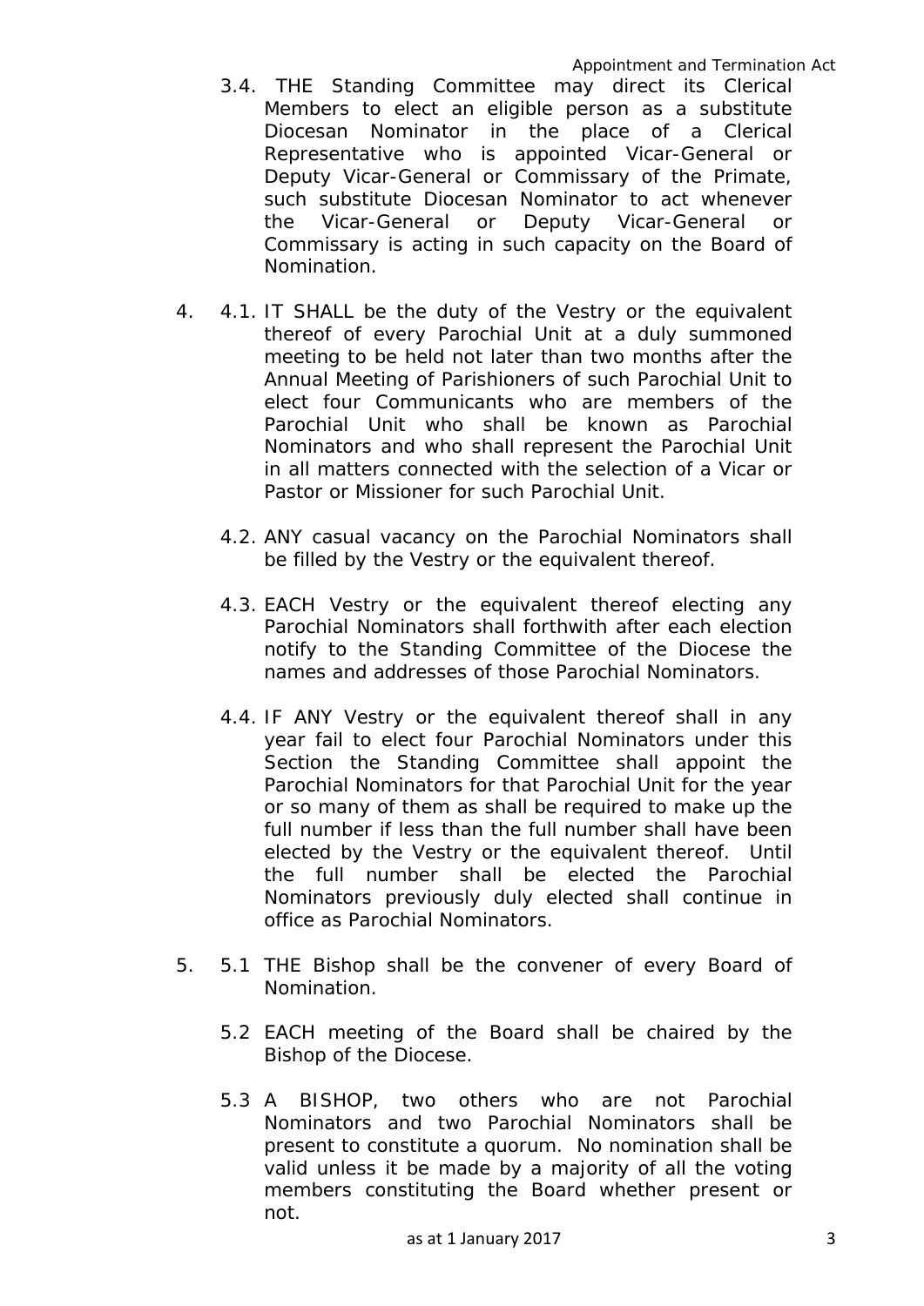3.4. THE Standing Committee may direct its Clerical Members to elect an eligible person as a substitute Diocesan Nominator in the place of a Clerical Representative who is appointed Vicar-General or Deputy Vicar-General or Commissary of the Primate, such substitute Diocesan Nominator to act whenever the Vicar-General or Deputy Vicar-General or Commissary is acting in such capacity on the Board of Nomination.

4. 4.1. IT SHALL be the duty of the Vestry or the equivalent thereof of every Parochial Unit at a duly summoned meeting to be held not later than two months after the Annual Meeting of Parishioners of such Parochial Unit to elect four Communicants who are members of the Parochial Unit who shall be known as Parochial Nominators and who shall represent the Parochial Unit in all matters connected with the selection of a Vicar or Pastor or Missioner for such Parochial Unit.

4.2. ANY casual vacancy on the Parochial Nominators shall be filled by the Vestry or the equivalent thereof.

4.3. EACH Vestry or the equivalent thereof electing any Parochial Nominators shall forthwith after each election notify to the Standing Committee of the Diocese the names and addresses of those Parochial Nominators.

4.4. IF ANY Vestry or the equivalent thereof shall in any year fail to elect four Parochial Nominators under this Section the Standing Committee shall appoint the Parochial Nominators for that Parochial Unit for the year or so many of them as shall be required to make up the full number if less than the full number shall have been elected by the Vestry or the equivalent thereof. Until the full number shall be elected the Parochial Nominators previously duly elected shall continue in office as Parochial Nominators.

5. 5.1 THE Bishop shall be the convener of every Board of Nomination.

5.2 EACH meeting of the Board shall be chaired by the Bishop of the Diocese.

5.3 A BISHOP, two others who are not Parochial Nominators and two Parochial Nominators shall be present to constitute a quorum. No nomination shall be valid unless it be made by a majority of all the voting members constituting the Board whether present or not.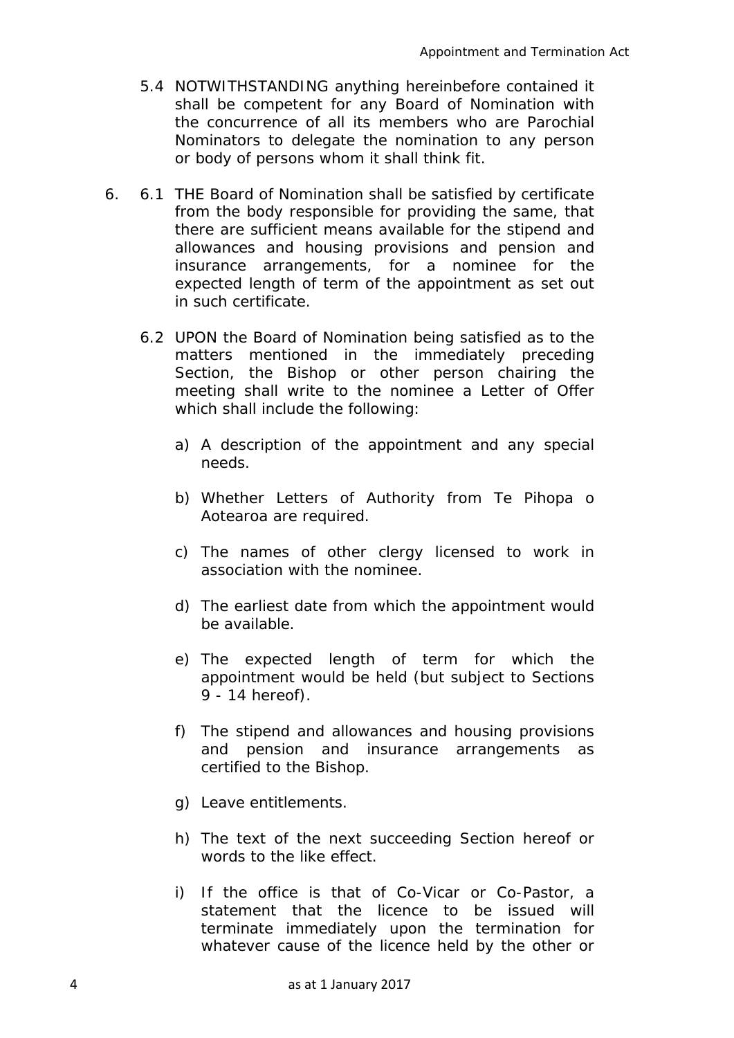5.4 NOTWITHSTANDING anything hereinbefore contained it shall be competent for any Board of Nomination with the concurrence of all its members who are Parochial Nominators to delegate the nomination to any person or body of persons whom it shall think fit.

6. 6.1 THE Board of Nomination shall be satisfied by certificate from the body responsible for providing the same, that there are sufficient means available for the stipend and allowances and housing provisions and pension and insurance arrangements, for a nominee for the expected length of term of the appointment as set out in such certificate.

6.2 UPON the Board of Nomination being satisfied as to the matters mentioned in the immediately preceding Section, the Bishop or other person chairing the meeting shall write to the nominee a Letter of Offer which shall include the following:

a) A description of the appointment and any special needs.

b) Whether Letters of Authority from Te Pihopa o Aotearoa are required.

c) The names of other clergy licensed to work in association with the nominee.

d) The earliest date from which the appointment would be available.

e) The expected length of term for which the appointment would be held (but subject to Sections 9 - 14 hereof).

f) The stipend and allowances and housing provisions and pension and insurance arrangements as certified to the Bishop.

g) Leave entitlements.

h) The text of the next succeeding Section hereof or words to the like effect.

i) If the office is that of Co-Vicar or Co-Pastor, a statement that the licence to be issued will terminate immediately upon the termination for whatever cause of the licence held by the other or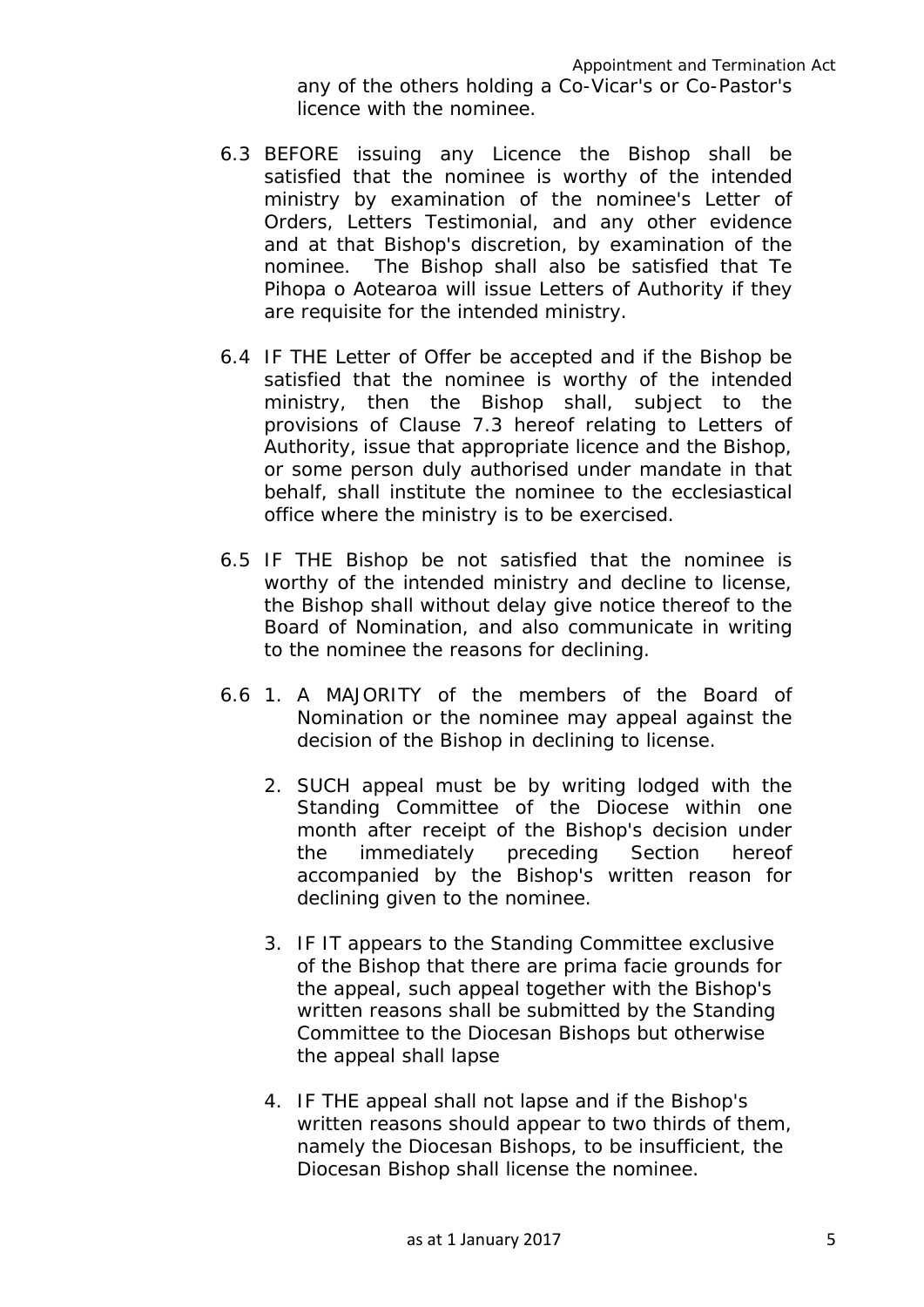any of the others holding a Co-Vicar's or Co-Pastor's licence with the nominee.

6.3 BEFORE issuing any Licence the Bishop shall be satisfied that the nominee is worthy of the intended ministry by examination of the nominee's Letter of Orders, Letters Testimonial, and any other evidence and at that Bishop's discretion, by examination of the nominee. The Bishop shall also be satisfied that Te Pihopa o Aotearoa will issue Letters of Authority if they are requisite for the intended ministry.

6.4 IF THE Letter of Offer be accepted and if the Bishop be satisfied that the nominee is worthy of the intended ministry, then the Bishop shall, subject to the provisions of Clause 7.3 hereof relating to Letters of Authority, issue that appropriate licence and the Bishop, or some person duly authorised under mandate in that behalf, shall institute the nominee to the ecclesiastical office where the ministry is to be exercised.

6.5 IF THE Bishop be not satisfied that the nominee is worthy of the intended ministry and decline to license, the Bishop shall without delay give notice thereof to the Board of Nomination, and also communicate in writing to the nominee the reasons for declining.

6.6
1. A MAJORITY of the members of the Board of Nomination or the nominee may appeal against the decision of the Bishop in declining to license.

2. SUCH appeal must be by writing lodged with the Standing Committee of the Diocese within one month after receipt of the Bishop's decision under the immediately preceding Section hereof accompanied by the Bishop's written reason for declining given to the nominee.

3. IF IT appears to the Standing Committee exclusive of the Bishop that there are prima facie grounds for the appeal, such appeal together with the Bishop's written reasons shall be submitted by the Standing Committee to the Diocesan Bishops but otherwise the appeal shall lapse

4. IF THE appeal shall not lapse and if the Bishop's written reasons should appear to two thirds of them, namely the Diocesan Bishops, to be insufficient, the Diocesan Bishop shall license the nominee.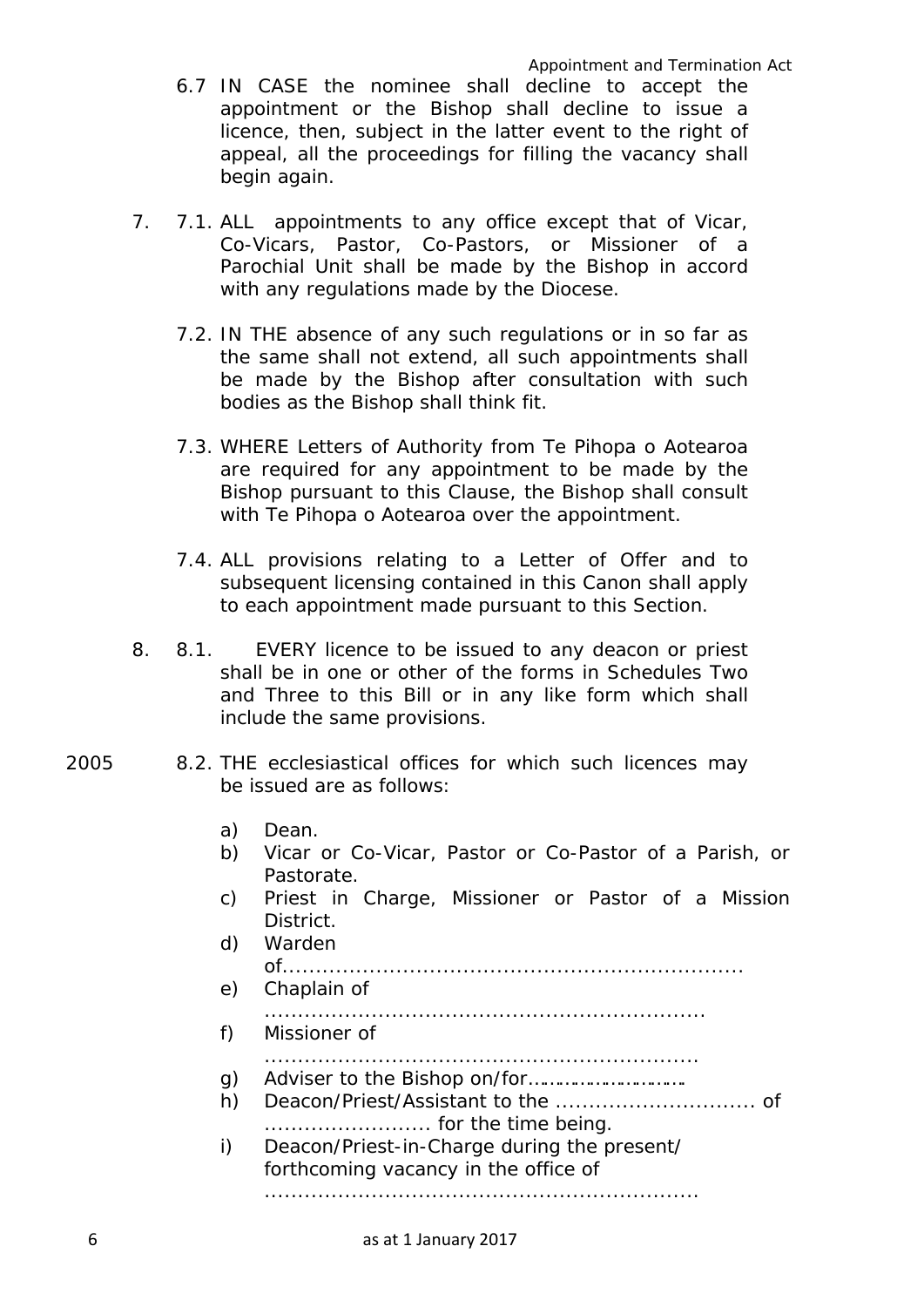6.7 IN CASE the nominee shall decline to accept the appointment or the Bishop shall decline to issue a licence, then, subject in the latter event to the right of appeal, all the proceedings for filling the vacancy shall begin again.

7. 7.1. ALL appointments to any office except that of Vicar, Co-Vicars, Pastor, Co-Pastors, or Missioner of a Parochial Unit shall be made by the Bishop in accord with any regulations made by the Diocese.

7.2. IN THE absence of any such regulations or in so far as the same shall not extend, all such appointments shall be made by the Bishop after consultation with such bodies as the Bishop shall think fit.

7.3. WHERE Letters of Authority from Te Pihopa o Aotearoa are required for any appointment to be made by the Bishop pursuant to this Clause, the Bishop shall consult with Te Pihopa o Aotearoa over the appointment.

7.4. ALL provisions relating to a Letter of Offer and to subsequent licensing contained in this Canon shall apply to each appointment made pursuant to this Section.

8. 8.1. EVERY licence to be issued to any deacon or priest shall be in one or other of the forms in Schedules Two and Three to this Bill or in any like form which shall include the same provisions.

2005 8.2. THE ecclesiastical offices for which such licences may be issued are as follows:

a) Dean.
b) Vicar or Co-Vicar, Pastor or Co-Pastor of a Parish, or Pastorate.
c) Priest in Charge, Missioner or Pastor of a Mission District.
d) Warden of...................................................................
e) Chaplain of .................................................................
f) Missioner of ................................................................
g) Adviser to the Bishop on/for…………………………
h) Deacon/Priest/Assistant to the .............................. of ......................... for the time being.
i) Deacon/Priest-in-Charge during the present/ forthcoming vacancy in the office of .................................................................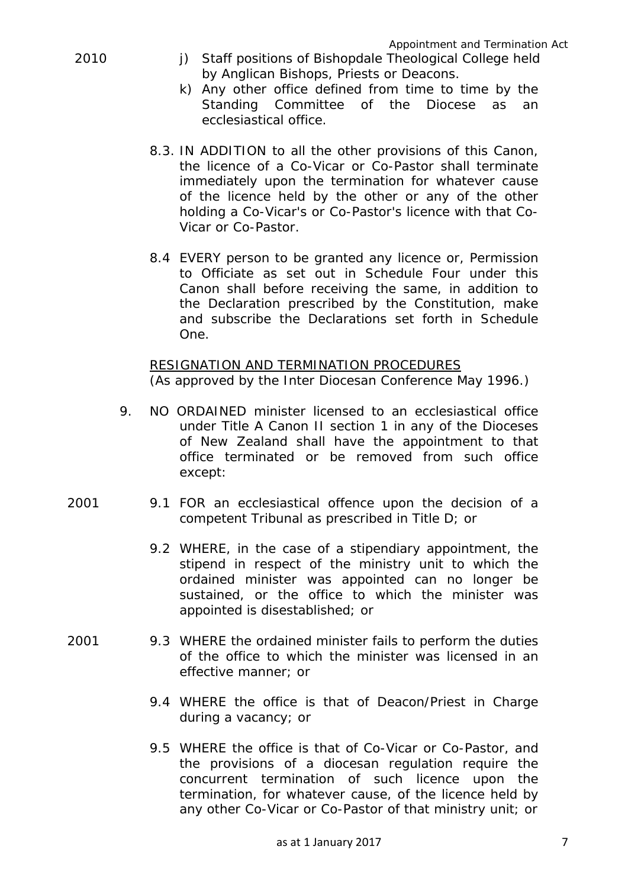2010

j) Staff positions of Bishopdale Theological College held by Anglican Bishops, Priests or Deacons.

k) Any other office defined from time to time by the Standing Committee of the Diocese as an ecclesiastical office.

8.3. IN ADDITION to all the other provisions of this Canon, the licence of a Co-Vicar or Co-Pastor shall terminate immediately upon the termination for whatever cause of the licence held by the other or any of the other holding a Co-Vicar's or Co-Pastor's licence with that Co-Vicar or Co-Pastor.

8.4 EVERY person to be granted any licence or, Permission to Officiate as set out in Schedule Four under this Canon shall before receiving the same, in addition to the Declaration prescribed by the Constitution, make and subscribe the Declarations set forth in Schedule One.

<u>RESIGNATION AND TERMINATION PROCEDURES</u>
(As approved by the Inter Diocesan Conference May 1996.)

9. NO ORDAINED minister licensed to an ecclesiastical office under Title A Canon II section 1 in any of the Dioceses of New Zealand shall have the appointment to that office terminated or be removed from such office except:

2001

9.1 FOR an ecclesiastical offence upon the decision of a competent Tribunal as prescribed in Title D; or

9.2 WHERE, in the case of a stipendiary appointment, the stipend in respect of the ministry unit to which the ordained minister was appointed can no longer be sustained, or the office to which the minister was appointed is disestablished; or

2001

9.3 WHERE the ordained minister fails to perform the duties of the office to which the minister was licensed in an effective manner; or

9.4 WHERE the office is that of Deacon/Priest in Charge during a vacancy; or

9.5 WHERE the office is that of Co-Vicar or Co-Pastor, and the provisions of a diocesan regulation require the concurrent termination of such licence upon the termination, for whatever cause, of the licence held by any other Co-Vicar or Co-Pastor of that ministry unit; or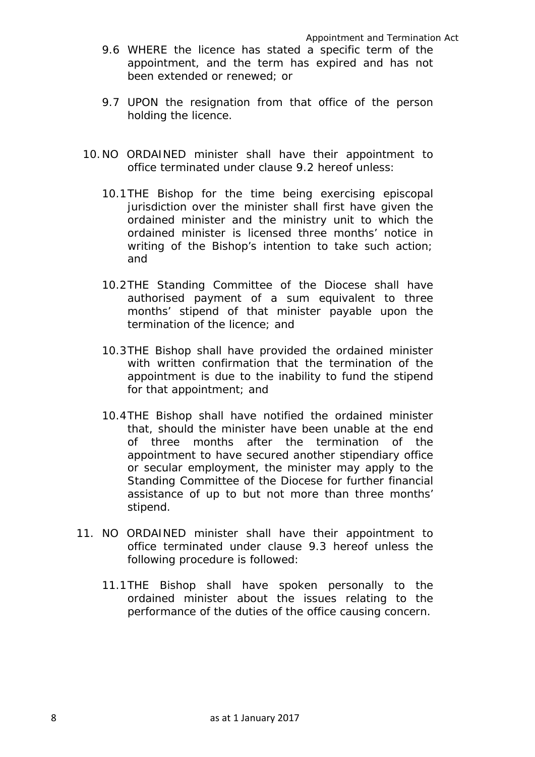9.6 WHERE the licence has stated a specific term of the appointment, and the term has expired and has not been extended or renewed; or

9.7 UPON the resignation from that office of the person holding the licence.

10. NO ORDAINED minister shall have their appointment to office terminated under clause 9.2 hereof unless:

    10.1 THE Bishop for the time being exercising episcopal jurisdiction over the minister shall first have given the ordained minister and the ministry unit to which the ordained minister is licensed three months' notice in writing of the Bishop's intention to take such action; and

    10.2 THE Standing Committee of the Diocese shall have authorised payment of a sum equivalent to three months' stipend of that minister payable upon the termination of the licence; and

    10.3 THE Bishop shall have provided the ordained minister with written confirmation that the termination of the appointment is due to the inability to fund the stipend for that appointment; and

    10.4 THE Bishop shall have notified the ordained minister that, should the minister have been unable at the end of three months after the termination of the appointment to have secured another stipendiary office or secular employment, the minister may apply to the Standing Committee of the Diocese for further financial assistance of up to but not more than three months' stipend.

11. NO ORDAINED minister shall have their appointment to office terminated under clause 9.3 hereof unless the following procedure is followed:

    11.1 THE Bishop shall have spoken personally to the ordained minister about the issues relating to the performance of the duties of the office causing concern.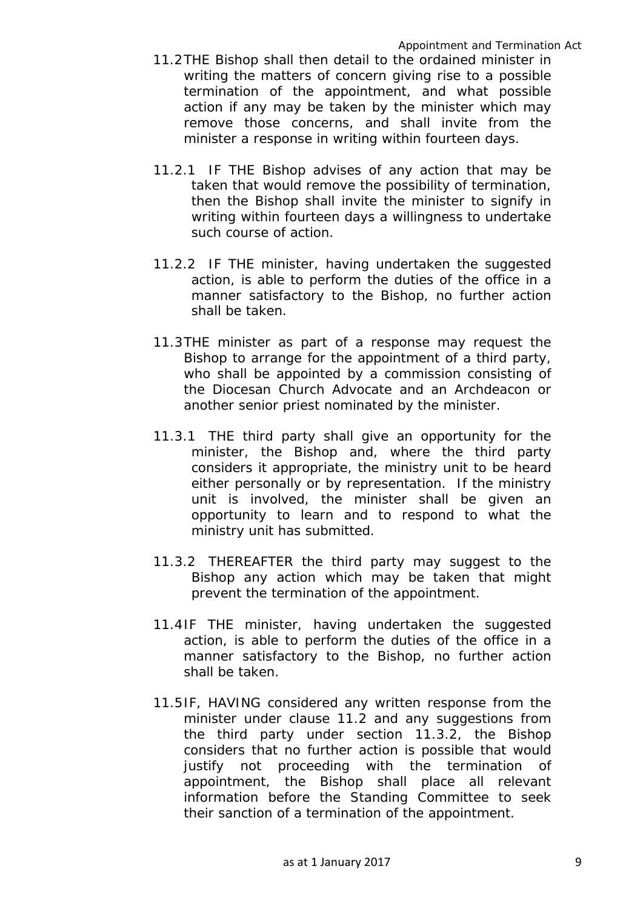11.2 THE Bishop shall then detail to the ordained minister in writing the matters of concern giving rise to a possible termination of the appointment, and what possible action if any may be taken by the minister which may remove those concerns, and shall invite from the minister a response in writing within fourteen days.

11.2.1 IF THE Bishop advises of any action that may be taken that would remove the possibility of termination, then the Bishop shall invite the minister to signify in writing within fourteen days a willingness to undertake such course of action.

11.2.2 IF THE minister, having undertaken the suggested action, is able to perform the duties of the office in a manner satisfactory to the Bishop, no further action shall be taken.

11.3 THE minister as part of a response may request the Bishop to arrange for the appointment of a third party, who shall be appointed by a commission consisting of the Diocesan Church Advocate and an Archdeacon or another senior priest nominated by the minister.

11.3.1 THE third party shall give an opportunity for the minister, the Bishop and, where the third party considers it appropriate, the ministry unit to be heard either personally or by representation. If the ministry unit is involved, the minister shall be given an opportunity to learn and to respond to what the ministry unit has submitted.

11.3.2 THEREAFTER the third party may suggest to the Bishop any action which may be taken that might prevent the termination of the appointment.

11.4 IF THE minister, having undertaken the suggested action, is able to perform the duties of the office in a manner satisfactory to the Bishop, no further action shall be taken.

11.5 IF, HAVING considered any written response from the minister under clause 11.2 and any suggestions from the third party under section 11.3.2, the Bishop considers that no further action is possible that would justify not proceeding with the termination of appointment, the Bishop shall place all relevant information before the Standing Committee to seek their sanction of a termination of the appointment.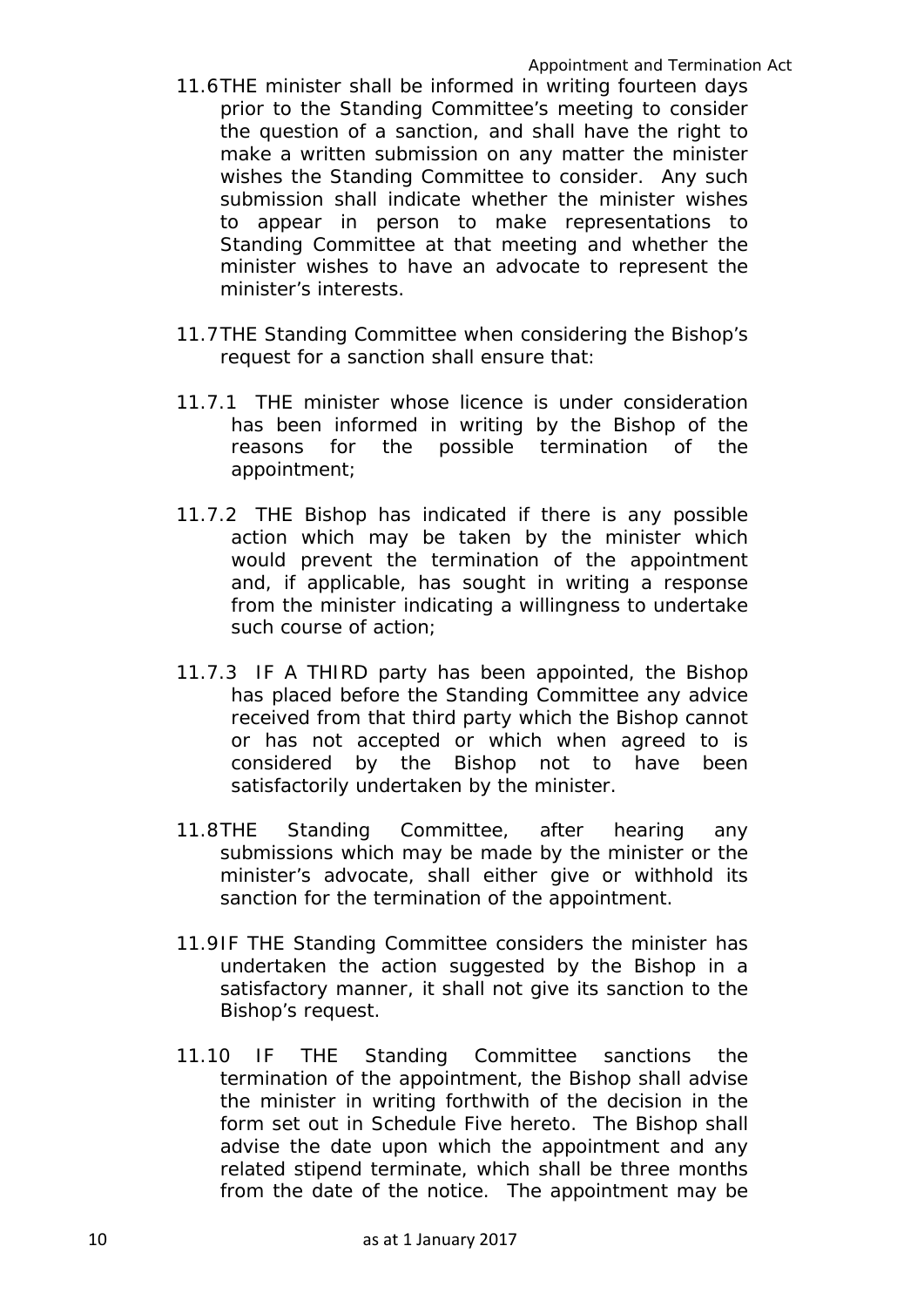11.6 THE minister shall be informed in writing fourteen days prior to the Standing Committee's meeting to consider the question of a sanction, and shall have the right to make a written submission on any matter the minister wishes the Standing Committee to consider. Any such submission shall indicate whether the minister wishes to appear in person to make representations to Standing Committee at that meeting and whether the minister wishes to have an advocate to represent the minister's interests.

11.7 THE Standing Committee when considering the Bishop's request for a sanction shall ensure that:

11.7.1 THE minister whose licence is under consideration has been informed in writing by the Bishop of the reasons for the possible termination of the appointment;

11.7.2 THE Bishop has indicated if there is any possible action which may be taken by the minister which would prevent the termination of the appointment and, if applicable, has sought in writing a response from the minister indicating a willingness to undertake such course of action;

11.7.3 IF A THIRD party has been appointed, the Bishop has placed before the Standing Committee any advice received from that third party which the Bishop cannot or has not accepted or which when agreed to is considered by the Bishop not to have been satisfactorily undertaken by the minister.

11.8 THE Standing Committee, after hearing any submissions which may be made by the minister or the minister's advocate, shall either give or withhold its sanction for the termination of the appointment.

11.9 IF THE Standing Committee considers the minister has undertaken the action suggested by the Bishop in a satisfactory manner, it shall not give its sanction to the Bishop's request.

11.10 IF THE Standing Committee sanctions the termination of the appointment, the Bishop shall advise the minister in writing forthwith of the decision in the form set out in Schedule Five hereto. The Bishop shall advise the date upon which the appointment and any related stipend terminate, which shall be three months from the date of the notice. The appointment may be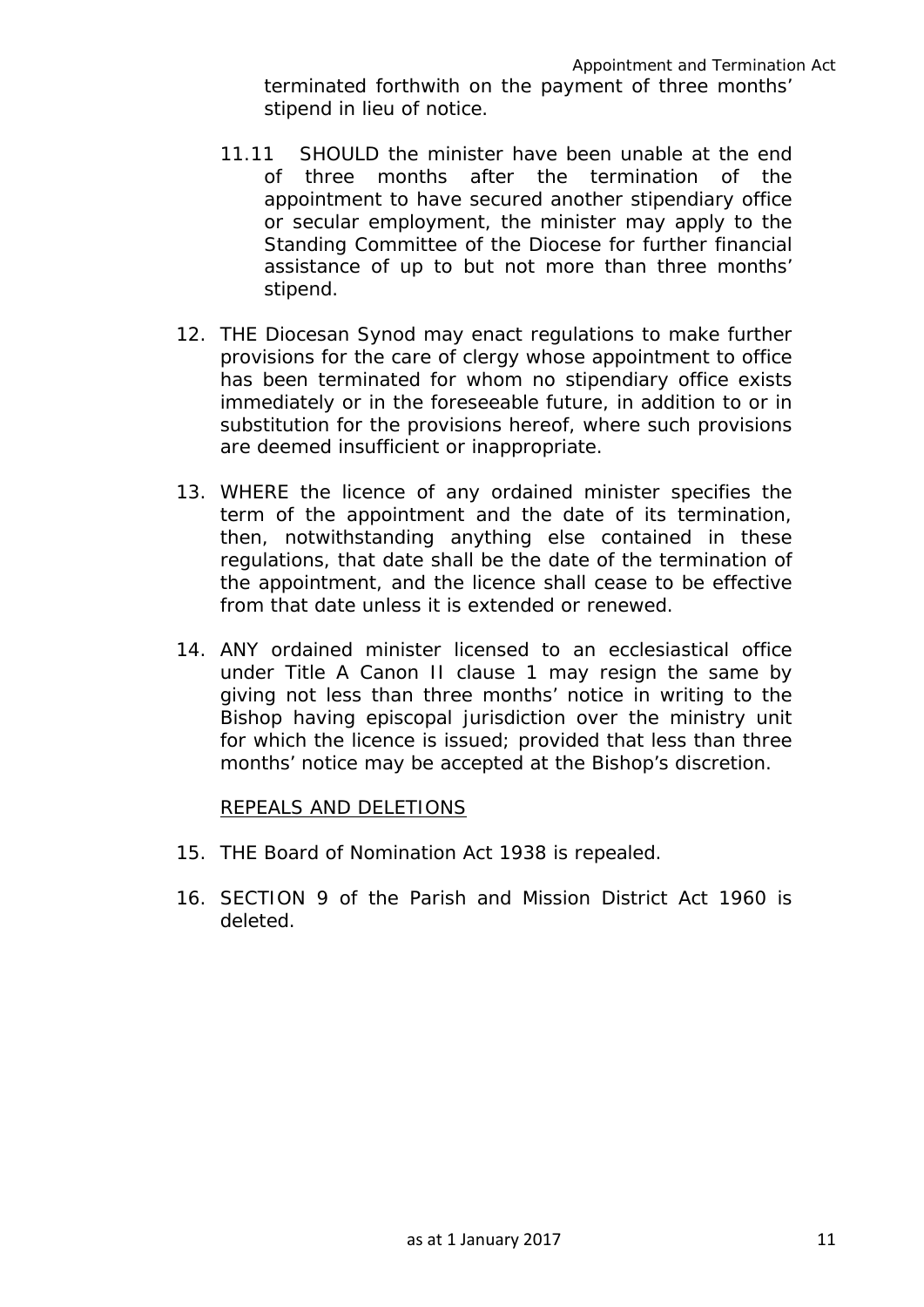terminated forthwith on the payment of three months' stipend in lieu of notice.

11.11 SHOULD the minister have been unable at the end of three months after the termination of the appointment to have secured another stipendiary office or secular employment, the minister may apply to the Standing Committee of the Diocese for further financial assistance of up to but not more than three months' stipend.

12. THE Diocesan Synod may enact regulations to make further provisions for the care of clergy whose appointment to office has been terminated for whom no stipendiary office exists immediately or in the foreseeable future, in addition to or in substitution for the provisions hereof, where such provisions are deemed insufficient or inappropriate.

13. WHERE the licence of any ordained minister specifies the term of the appointment and the date of its termination, then, notwithstanding anything else contained in these regulations, that date shall be the date of the termination of the appointment, and the licence shall cease to be effective from that date unless it is extended or renewed.

14. ANY ordained minister licensed to an ecclesiastical office under Title A Canon II clause 1 may resign the same by giving not less than three months' notice in writing to the Bishop having episcopal jurisdiction over the ministry unit for which the licence is issued; provided that less than three months' notice may be accepted at the Bishop's discretion.

<u>REPEALS AND DELETIONS</u>

15. THE Board of Nomination Act 1938 is repealed.

16. SECTION 9 of the Parish and Mission District Act 1960 is deleted.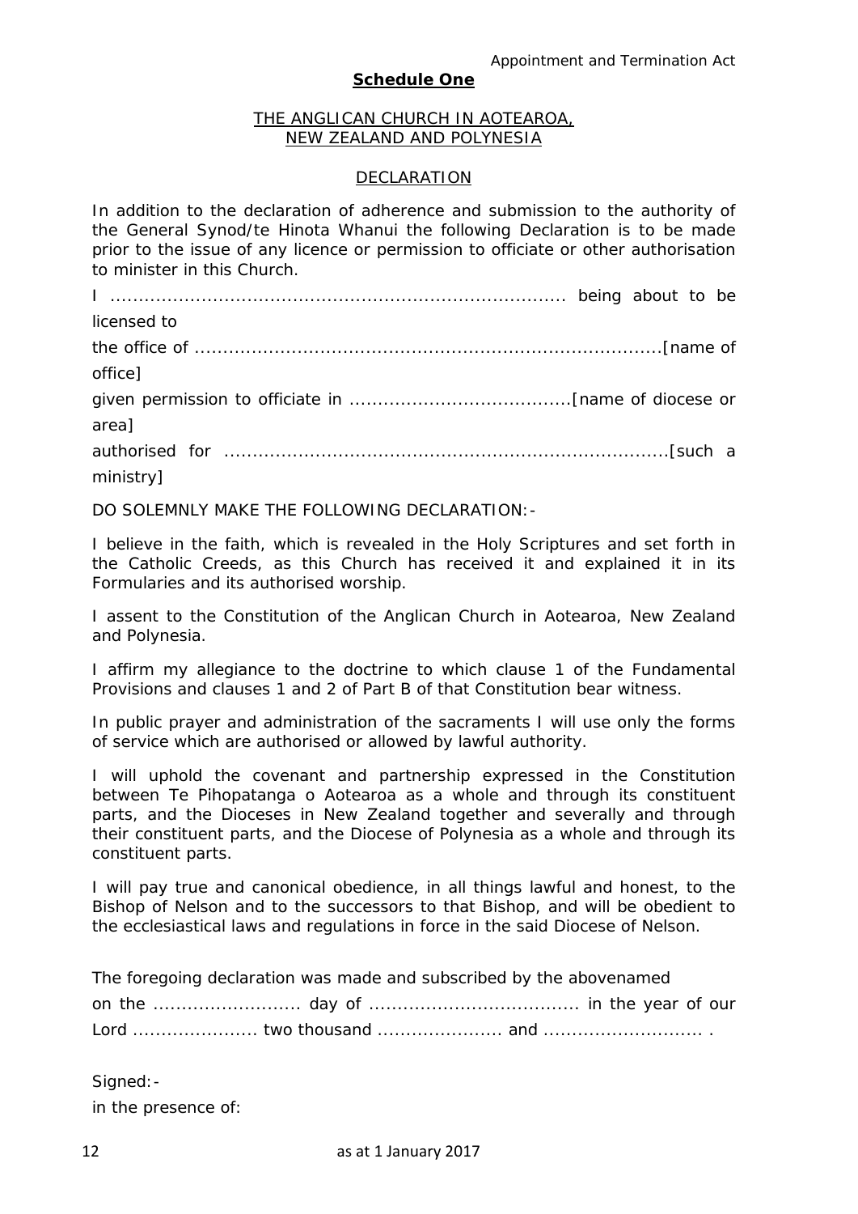**Schedule One**

THE ANGLICAN CHURCH IN AOTEAROA, NEW ZEALAND AND POLYNESIA

DECLARATION

In addition to the declaration of adherence and submission to the authority of the General Synod/te Hinota Whanui the following Declaration is to be made prior to the issue of any licence or permission to officiate or other authorisation to minister in this Church.

I .............................................................................. being about to be licensed to

the office of .................................................................................[name of office]

given permission to officiate in ......................................[name of diocese or area]

authorised for ............................................................................[such a ministry]

DO SOLEMNLY MAKE THE FOLLOWING DECLARATION:-

I believe in the faith, which is revealed in the Holy Scriptures and set forth in the Catholic Creeds, as this Church has received it and explained it in its Formularies and its authorised worship.

I assent to the Constitution of the Anglican Church in Aotearoa, New Zealand and Polynesia.

I affirm my allegiance to the doctrine to which clause 1 of the Fundamental Provisions and clauses 1 and 2 of Part B of that Constitution bear witness.

In public prayer and administration of the sacraments I will use only the forms of service which are authorised or allowed by lawful authority.

I will uphold the covenant and partnership expressed in the Constitution between Te Pihopatanga o Aotearoa as a whole and through its constituent parts, and the Dioceses in New Zealand together and severally and through their constituent parts, and the Diocese of Polynesia as a whole and through its constituent parts.

I will pay true and canonical obedience, in all things lawful and honest, to the Bishop of Nelson and to the successors to that Bishop, and will be obedient to the ecclesiastical laws and regulations in force in the said Diocese of Nelson.

The foregoing declaration was made and subscribed by the abovenamed

on the ......................... day of .................................... in the year of our Lord ...................... two thousand ...................... and ............................ .

Signed:-

in the presence of: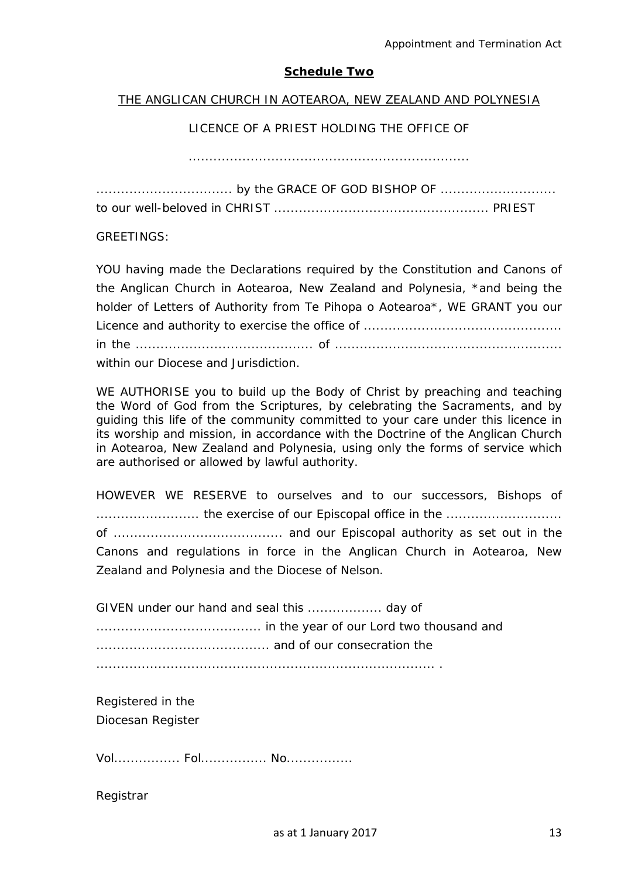**Schedule Two**

THE ANGLICAN CHURCH IN AOTEAROA, NEW ZEALAND AND POLYNESIA

LICENCE OF A PRIEST HOLDING THE OFFICE OF

...................................................................

................................. by the GRACE OF GOD BISHOP OF ............................ to our well-beloved in CHRIST ................................................... PRIEST

GREETINGS:

YOU having made the Declarations required by the Constitution and Canons of the Anglican Church in Aotearoa, New Zealand and Polynesia, *and being the holder of Letters of Authority from Te Pihopa o Aotearoa*, WE GRANT you our Licence and authority to exercise the office of ............................................... in the .......................................... of ...................................................... within our Diocese and Jurisdiction.

WE AUTHORISE you to build up the Body of Christ by preaching and teaching the Word of God from the Scriptures, by celebrating the Sacraments, and by guiding this life of the community committed to your care under this licence in its worship and mission, in accordance with the Doctrine of the Anglican Church in Aotearoa, New Zealand and Polynesia, using only the forms of service which are authorised or allowed by lawful authority.

HOWEVER WE RESERVE to ourselves and to our successors, Bishops of ......................... the exercise of our Episcopal office in the ............................ of ........................................ and our Episcopal authority as set out in the Canons and regulations in force in the Anglican Church in Aotearoa, New Zealand and Polynesia and the Diocese of Nelson.

GIVEN under our hand and seal this .................. day of ........................................ in the year of our Lord two thousand and .......................................... and of our consecration the ................................................................................. .

Registered in the
Diocesan Register

Vol................ Fol................ No................

Registrar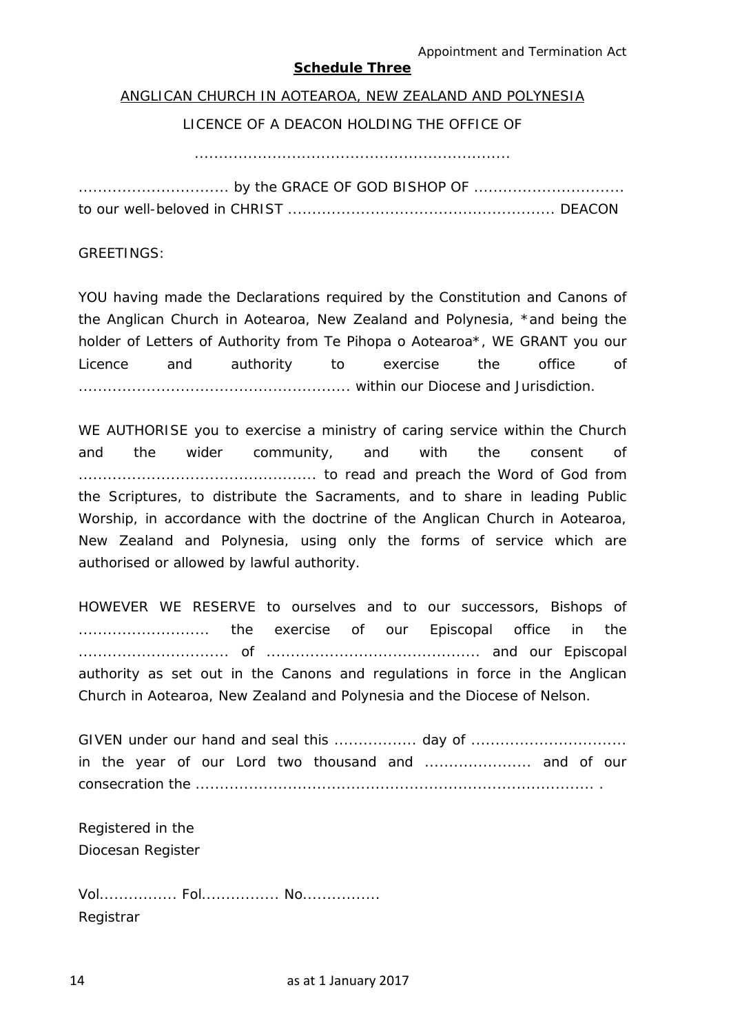**Schedule Three**

ANGLICAN CHURCH IN AOTEAROA, NEW ZEALAND AND POLYNESIA

LICENCE OF A DEACON HOLDING THE OFFICE OF

.................................................................

............................... by the GRACE OF GOD BISHOP OF ...............................
to our well-beloved in CHRIST ...................................................... DEACON

GREETINGS:

YOU having made the Declarations required by the Constitution and Canons of the Anglican Church in Aotearoa, New Zealand and Polynesia, *and being the holder of Letters of Authority from Te Pihopa o Aotearoa*, WE GRANT you our Licence and authority to exercise the office of ....................................................... within our Diocese and Jurisdiction.

WE AUTHORISE you to exercise a ministry of caring service within the Church and the wider community, and with the consent of ................................................. to read and preach the Word of God from the Scriptures, to distribute the Sacraments, and to share in leading Public Worship, in accordance with the doctrine of the Anglican Church in Aotearoa, New Zealand and Polynesia, using only the forms of service which are authorised or allowed by lawful authority.

HOWEVER WE RESERVE to ourselves and to our successors, Bishops of ........................... the exercise of our Episcopal office in the .............................. of ........................................... and our Episcopal authority as set out in the Canons and regulations in force in the Anglican Church in Aotearoa, New Zealand and Polynesia and the Diocese of Nelson.

GIVEN under our hand and seal this ................. day of ................................ in the year of our Lord two thousand and ...................... and of our consecration the ................................................................................ .

Registered in the
Diocesan Register

Vol................ Fol................ No................
Registrar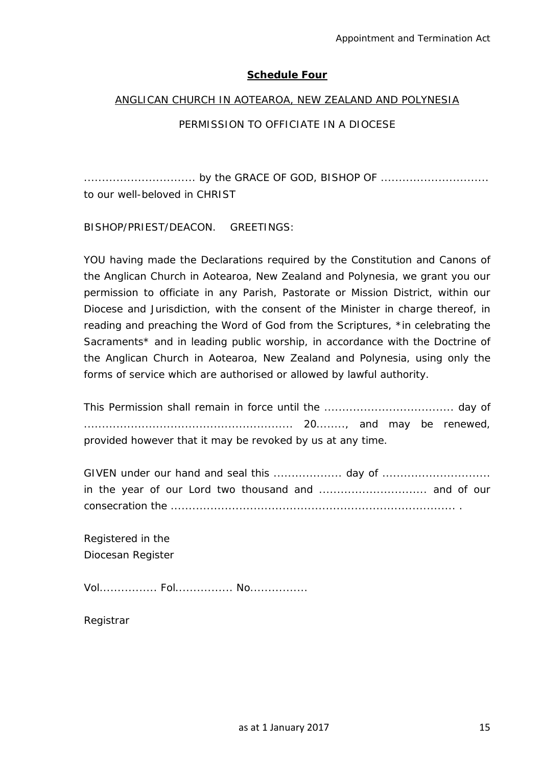## **Schedule Four**

ANGLICAN CHURCH IN AOTEAROA, NEW ZEALAND AND POLYNESIA

PERMISSION TO OFFICIATE IN A DIOCESE

............................... by the GRACE OF GOD, BISHOP OF ..............................
to our well-beloved in CHRIST

BISHOP/PRIEST/DEACON.   GREETINGS:

YOU having made the Declarations required by the Constitution and Canons of the Anglican Church in Aotearoa, New Zealand and Polynesia, we grant you our permission to officiate in any Parish, Pastorate or Mission District, within our Diocese and Jurisdiction, with the consent of the Minister in charge thereof, in reading and preaching the Word of God from the Scriptures, *in celebrating the Sacraments* and in leading public worship, in accordance with the Doctrine of the Anglican Church in Aotearoa, New Zealand and Polynesia, using only the forms of service which are authorised or allowed by lawful authority.

This Permission shall remain in force until the .................................... day of .......................................................... 20........, and may be renewed, provided however that it may be revoked by us at any time.

GIVEN under our hand and seal this ................... day of ............................. in the year of our Lord two thousand and .............................. and of our consecration the ............................................................................... .

Registered in the
Diocesan Register

Vol................ Fol................ No................

Registrar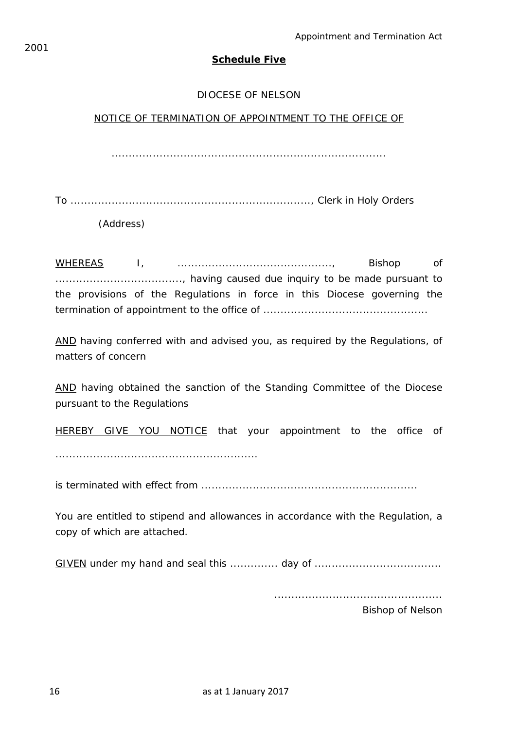**Schedule Five**

DIOCESE OF NELSON

<u>NOTICE OF TERMINATION OF APPOINTMENT TO THE OFFICE OF</u>

..............................................................................

To ...................................................................., Clerk in Holy Orders

(Address)

<u>WHEREAS</u> I, ............................................., Bishop of ....................................., having caused due inquiry to be made pursuant to the provisions of the Regulations in force in this Diocese governing the termination of appointment to the office of ...............................................

<u>AND</u> having conferred with and advised you, as required by the Regulations, of matters of concern

<u>AND</u> having obtained the sanction of the Standing Committee of the Diocese pursuant to the Regulations

<u>HEREBY GIVE YOU NOTICE</u> that your appointment to the office of ..........................................................

is terminated with effect from ..............................................................

You are entitled to stipend and allowances in accordance with the Regulation, a copy of which are attached.

<u>GIVEN</u> under my hand and seal this .............. day of ....................................

................................................

Bishop of Nelson